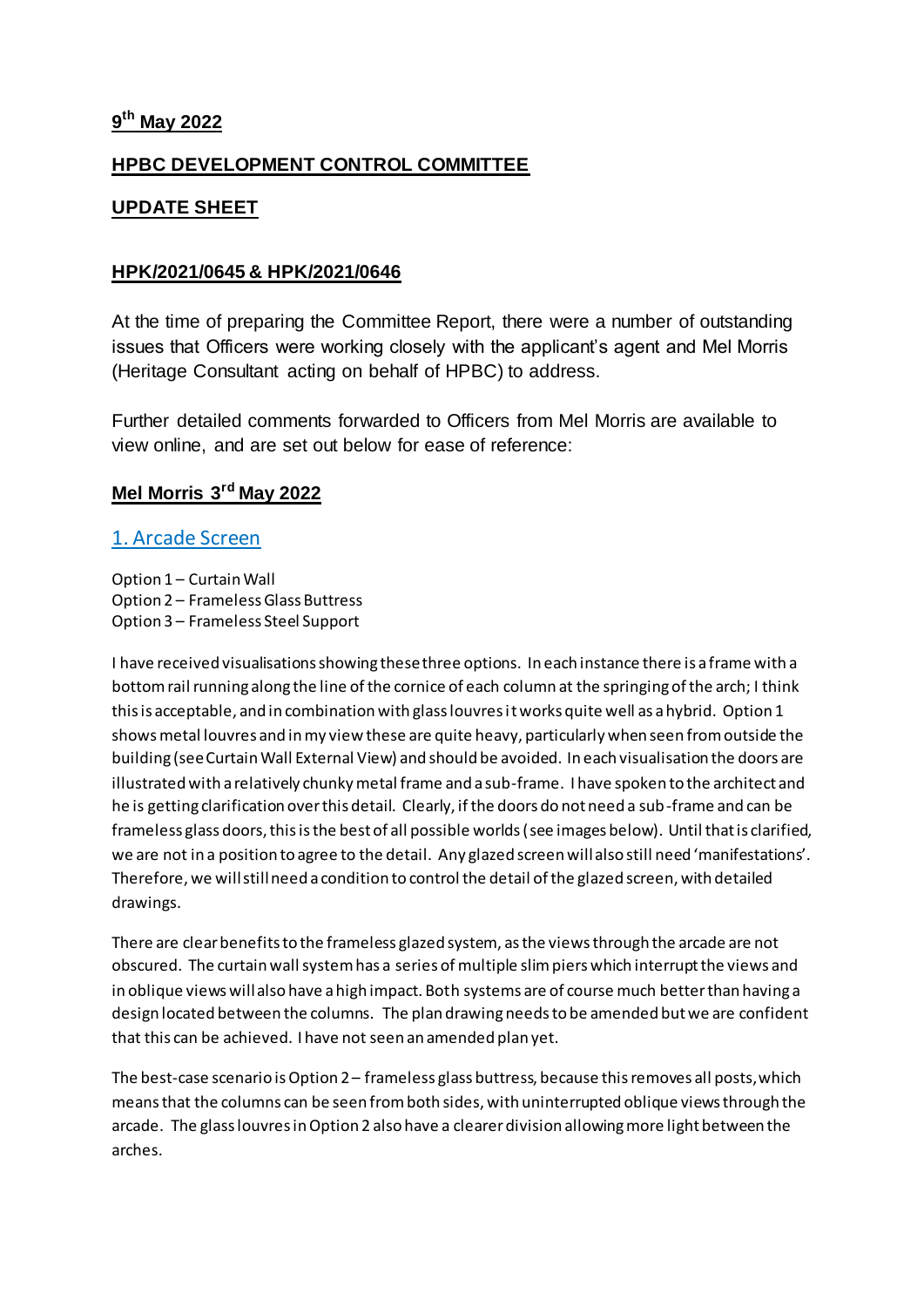## 9th May 2022

## HPBC DEVELOPMENT CONTROL COMMITTEE

## UPDATE SHEET

### HPK/2021/0645 & HPK/2021/0646

At the time of preparing the Committee Report, there were a number of outstanding issues that Officers were working closely with the applicant's agent and Mel Morris (Heritage Consultant acting on behalf of HPBC) to address.

Further detailed comments forwarded to Officers from Mel Morris are available to view online, and are set out below for ease of reference:

### Mel Morris 3rd May 2022

#### 1. Arcade Screen

Option 1 – Curtain Wall
Option 2 – Frameless Glass Buttress
Option 3 – Frameless Steel Support

I have received visualisations showing these three options. In each instance there is a frame with a bottom rail running along the line of the cornice of each column at the springing of the arch; I think this is acceptable, and in combination with glass louvres it works quite well as a hybrid. Option 1 shows metal louvres and in my view these are quite heavy, particularly when seen from outside the building (see Curtain Wall External View) and should be avoided. In each visualisation the doors are illustrated with a relatively chunky metal frame and a sub-frame. I have spoken to the architect and he is getting clarification over this detail. Clearly, if the doors do not need a sub-frame and can be frameless glass doors, this is the best of all possible worlds (see images below). Until that is clarified, we are not in a position to agree to the detail. Any glazed screen will also still need 'manifestations'. Therefore, we will still need a condition to control the detail of the glazed screen, with detailed drawings.

There are clear benefits to the frameless glazed system, as the views through the arcade are not obscured. The curtain wall system has a series of multiple slim piers which interrupt the views and in oblique views will also have a high impact. Both systems are of course much better than having a design located between the columns. The plan drawing needs to be amended but we are confident that this can be achieved. I have not seen an amended plan yet.

The best-case scenario is Option 2 – frameless glass buttress, because this removes all posts, which means that the columns can be seen from both sides, with uninterrupted oblique views through the arcade. The glass louvres in Option 2 also have a clearer division allowing more light between the arches.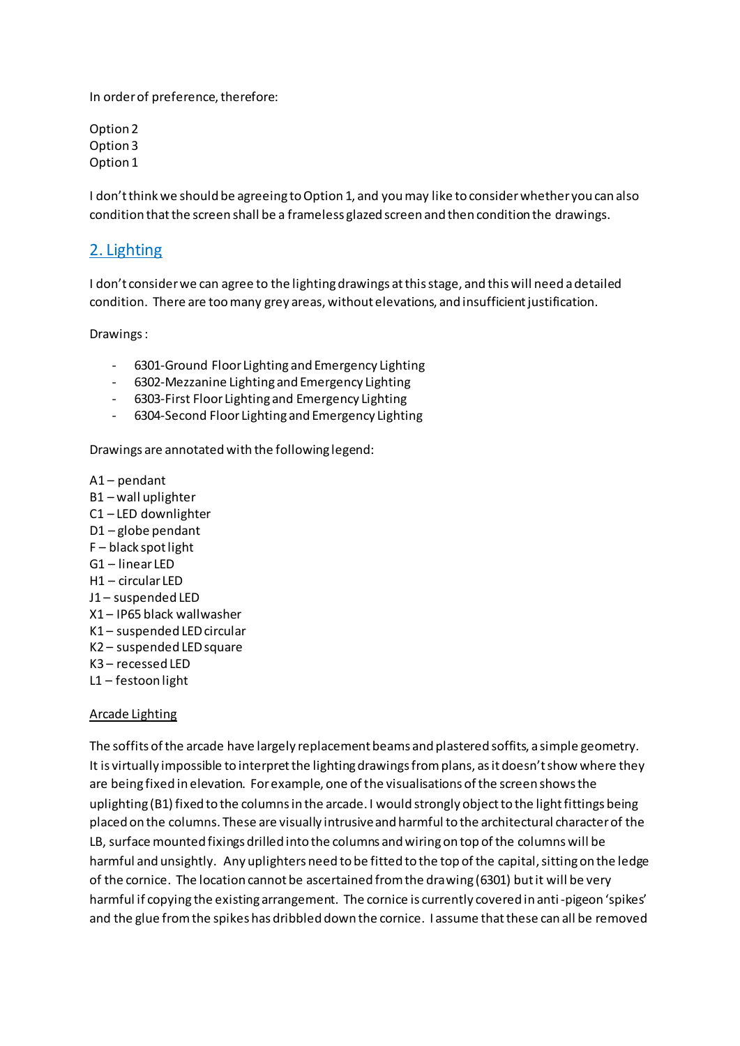In order of preference, therefore:

Option 2
Option 3
Option 1

I don't think we should be agreeing to Option 1, and you may like to consider whether you can also condition that the screen shall be a frameless glazed screen and then condition the drawings.

## 2. Lighting

I don't consider we can agree to the lighting drawings at this stage, and this will need a detailed condition. There are too many grey areas, without elevations, and insufficient justification.

Drawings:

- 6301-Ground Floor Lighting and Emergency Lighting
- 6302-Mezzanine Lighting and Emergency Lighting
- 6303-First Floor Lighting and Emergency Lighting
- 6304-Second Floor Lighting and Emergency Lighting

Drawings are annotated with the following legend:

A1 – pendant
B1 – wall uplighter
C1 – LED downlighter
D1 – globe pendant
F – black spot light
G1 – linear LED
H1 – circular LED
J1 – suspended LED
X1 – IP65 black wallwasher
K1 – suspended LED circular
K2 – suspended LED square
K3 – recessed LED
L1 – festoon light

<u>Arcade Lighting</u>

The soffits of the arcade have largely replacement beams and plastered soffits, a simple geometry. It is virtually impossible to interpret the lighting drawings from plans, as it doesn't show where they are being fixed in elevation. For example, one of the visualisations of the screen shows the uplighting (B1) fixed to the columns in the arcade. I would strongly object to the light fittings being placed on the columns. These are visually intrusive and harmful to the architectural character of the LB, surface mounted fixings drilled into the columns and wiring on top of the columns will be harmful and unsightly. Any uplighters need to be fitted to the top of the capital, sitting on the ledge of the cornice. The location cannot be ascertained from the drawing (6301) but it will be very harmful if copying the existing arrangement. The cornice is currently covered in anti-pigeon 'spikes' and the glue from the spikes has dribbled down the cornice. I assume that these can all be removed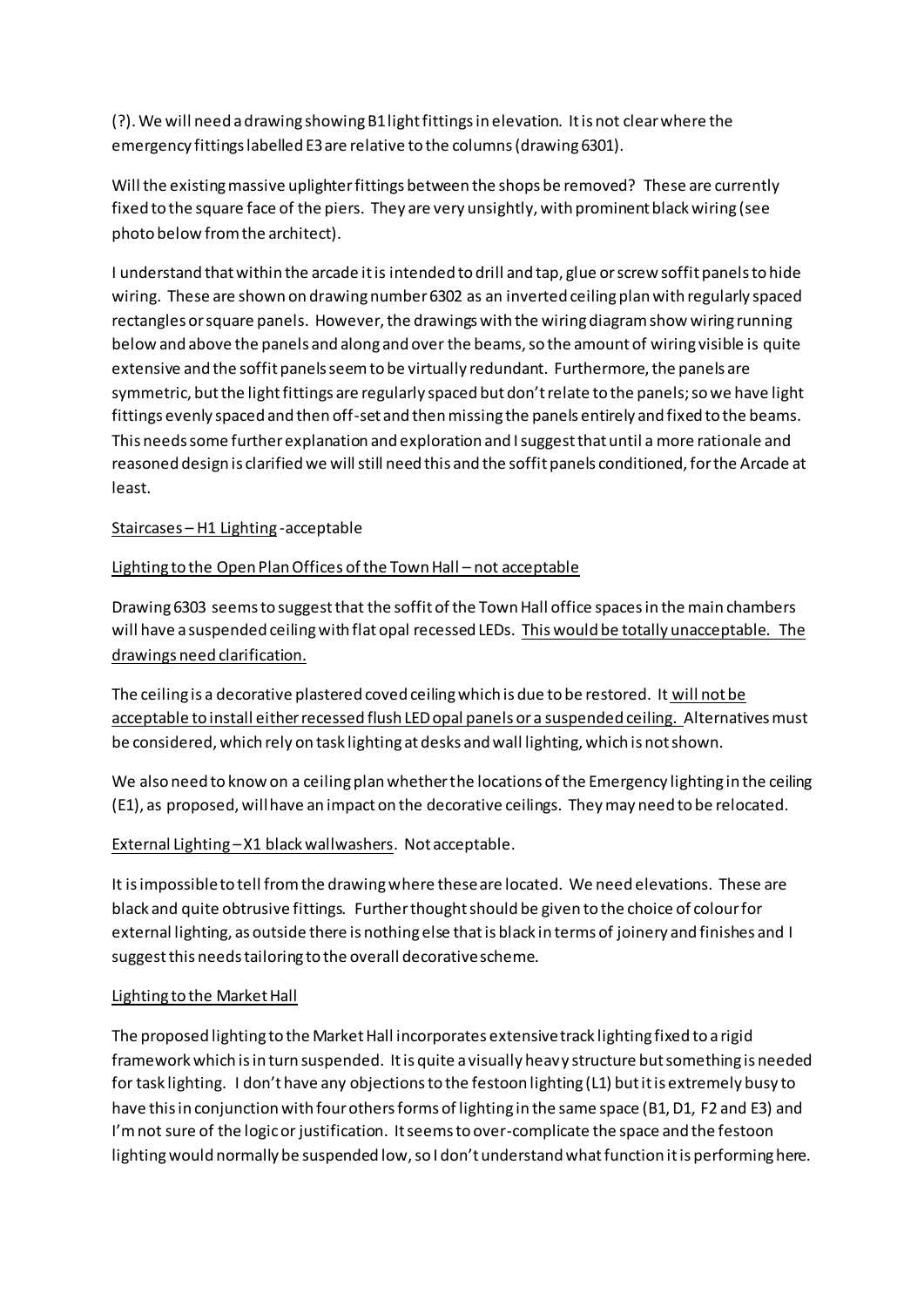(?). We will need a drawing showing B1 light fittings in elevation. It is not clear where the emergency fittings labelled E3 are relative to the columns (drawing 6301).

Will the existing massive uplighter fittings between the shops be removed? These are currently fixed to the square face of the piers. They are very unsightly, with prominent black wiring (see photo below from the architect).

I understand that within the arcade it is intended to drill and tap, glue or screw soffit panels to hide wiring. These are shown on drawing number 6302 as an inverted ceiling plan with regularly spaced rectangles or square panels. However, the drawings with the wiring diagram show wiring running below and above the panels and along and over the beams, so the amount of wiring visible is quite extensive and the soffit panels seem to be virtually redundant. Furthermore, the panels are symmetric, but the light fittings are regularly spaced but don't relate to the panels; so we have light fittings evenly spaced and then off-set and then missing the panels entirely and fixed to the beams. This needs some further explanation and exploration and I suggest that until a more rationale and reasoned design is clarified we will still need this and the soffit panels conditioned, for the Arcade at least.

<u>Staircases – H1 Lighting</u> -acceptable

<u>Lighting to the Open Plan Offices of the Town Hall – not acceptable</u>

Drawing 6303 seems to suggest that the soffit of the Town Hall office spaces in the main chambers will have a suspended ceiling with flat opal recessed LEDs. <u>This would be totally unacceptable. The drawings need clarification.</u>

The ceiling is a decorative plastered coved ceiling which is due to be restored. It <u>will not be acceptable to install either recessed flush LED opal panels or a suspended ceiling.</u> Alternatives must be considered, which rely on task lighting at desks and wall lighting, which is not shown.

We also need to know on a ceiling plan whether the locations of the Emergency lighting in the ceiling (E1), as proposed, will have an impact on the decorative ceilings. They may need to be relocated.

<u>External Lighting – X1 black wallwashers</u>. Not acceptable.

It is impossible to tell from the drawing where these are located. We need elevations. These are black and quite obtrusive fittings. Further thought should be given to the choice of colour for external lighting, as outside there is nothing else that is black in terms of joinery and finishes and I suggest this needs tailoring to the overall decorative scheme.

<u>Lighting to the Market Hall</u>

The proposed lighting to the Market Hall incorporates extensive track lighting fixed to a rigid framework which is in turn suspended. It is quite a visually heavy structure but something is needed for task lighting. I don't have any objections to the festoon lighting (L1) but it is extremely busy to have this in conjunction with four others forms of lighting in the same space (B1, D1, F2 and E3) and I'm not sure of the logic or justification. It seems to over-complicate the space and the festoon lighting would normally be suspended low, so I don't understand what function it is performing here.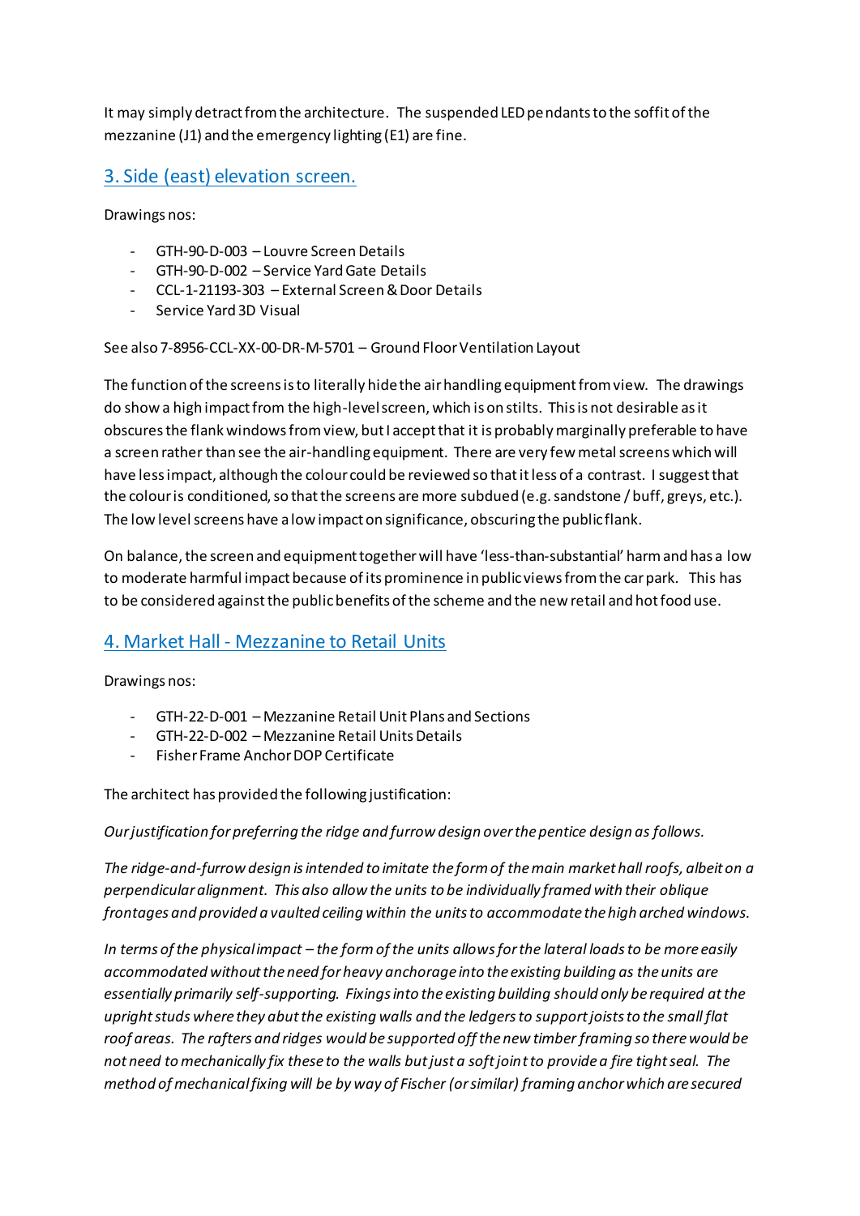It may simply detract from the architecture. The suspended LED pendants to the soffit of the mezzanine (J1) and the emergency lighting (E1) are fine.

## 3. Side (east) elevation screen.

Drawings nos:

- GTH-90-D-003 – Louvre Screen Details
- GTH-90-D-002 – Service Yard Gate Details
- CCL-1-21193-303 – External Screen & Door Details
- Service Yard 3D Visual

See also 7-8956-CCL-XX-00-DR-M-5701 – Ground Floor Ventilation Layout

The function of the screens is to literally hide the air handling equipment from view. The drawings do show a high impact from the high-level screen, which is on stilts. This is not desirable as it obscures the flank windows from view, but I accept that it is probably marginally preferable to have a screen rather than see the air-handling equipment. There are very few metal screens which will have less impact, although the colour could be reviewed so that it less of a contrast. I suggest that the colour is conditioned, so that the screens are more subdued (e.g. sandstone / buff, greys, etc.). The low level screens have a low impact on significance, obscuring the public flank.

On balance, the screen and equipment together will have 'less-than-substantial' harm and has a low to moderate harmful impact because of its prominence in public views from the car park. This has to be considered against the public benefits of the scheme and the new retail and hot food use.

## 4. Market Hall - Mezzanine to Retail Units

Drawings nos:

- GTH-22-D-001 – Mezzanine Retail Unit Plans and Sections
- GTH-22-D-002 – Mezzanine Retail Units Details
- Fisher Frame Anchor DOP Certificate

The architect has provided the following justification:

*Our justification for preferring the ridge and furrow design over the pentice design as follows.*

*The ridge-and-furrow design is intended to imitate the form of the main market hall roofs, albeit on a perpendicular alignment. This also allow the units to be individually framed with their oblique frontages and provided a vaulted ceiling within the units to accommodate the high arched windows.*

*In terms of the physical impact – the form of the units allows for the lateral loads to be more easily accommodated without the need for heavy anchorage into the existing building as the units are essentially primarily self-supporting. Fixings into the existing building should only be required at the upright studs where they abut the existing walls and the ledgers to support joists to the small flat roof areas. The rafters and ridges would be supported off the new timber framing so there would be not need to mechanically fix these to the walls but just a soft joint to provide a fire tight seal. The method of mechanical fixing will be by way of Fischer (or similar) framing anchor which are secured*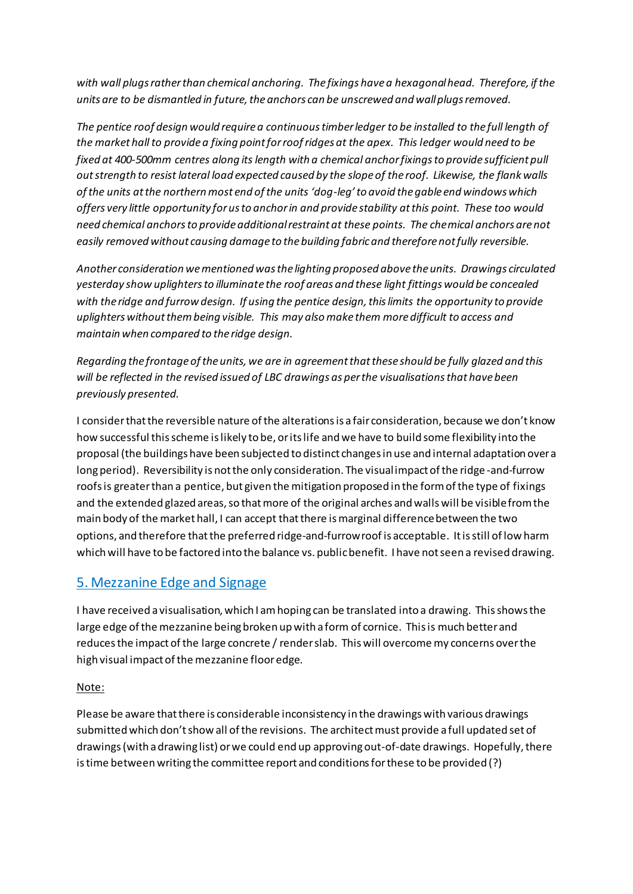*with wall plugs rather than chemical anchoring. The fixings have a hexagonal head. Therefore, if the units are to be dismantled in future, the anchors can be unscrewed and wall plugs removed.*

*The pentice roof design would require a continuous timber ledger to be installed to the full length of the market hall to provide a fixing point for roof ridges at the apex. This ledger would need to be fixed at 400-500mm centres along its length with a chemical anchor fixings to provide sufficient pull out strength to resist lateral load expected caused by the slope of the roof. Likewise, the flank walls of the units at the northern most end of the units 'dog-leg' to avoid the gable end windows which offers very little opportunity for us to anchor in and provide stability at this point. These too would need chemical anchors to provide additional restraint at these points. The chemical anchors are not easily removed without causing damage to the building fabric and therefore not fully reversible.*

*Another consideration we mentioned was the lighting proposed above the units. Drawings circulated yesterday show uplighters to illuminate the roof areas and these light fittings would be concealed with the ridge and furrow design. If using the pentice design, this limits the opportunity to provide uplighters without them being visible. This may also make them more difficult to access and maintain when compared to the ridge design.*

*Regarding the frontage of the units, we are in agreement that these should be fully glazed and this will be reflected in the revised issued of LBC drawings as per the visualisations that have been previously presented.*

I consider that the reversible nature of the alterations is a fair consideration, because we don't know how successful this scheme is likely to be, or its life and we have to build some flexibility into the proposal (the buildings have been subjected to distinct changes in use and internal adaptation over a long period). Reversibility is not the only consideration. The visual impact of the ridge-and-furrow roofs is greater than a pentice, but given the mitigation proposed in the form of the type of fixings and the extended glazed areas, so that more of the original arches and walls will be visible from the main body of the market hall, I can accept that there is marginal difference between the two options, and therefore that the preferred ridge-and-furrow roof is acceptable. It is still of low harm which will have to be factored into the balance vs. public benefit. I have not seen a revised drawing.

## 5. Mezzanine Edge and Signage

I have received a visualisation, which I am hoping can be translated into a drawing. This shows the large edge of the mezzanine being broken up with a form of cornice. This is much better and reduces the impact of the large concrete / render slab. This will overcome my concerns over the high visual impact of the mezzanine floor edge.

Note:

Please be aware that there is considerable inconsistency in the drawings with various drawings submitted which don't show all of the revisions. The architect must provide a full updated set of drawings (with a drawing list) or we could end up approving out-of-date drawings. Hopefully, there is time between writing the committee report and conditions for these to be provided (?)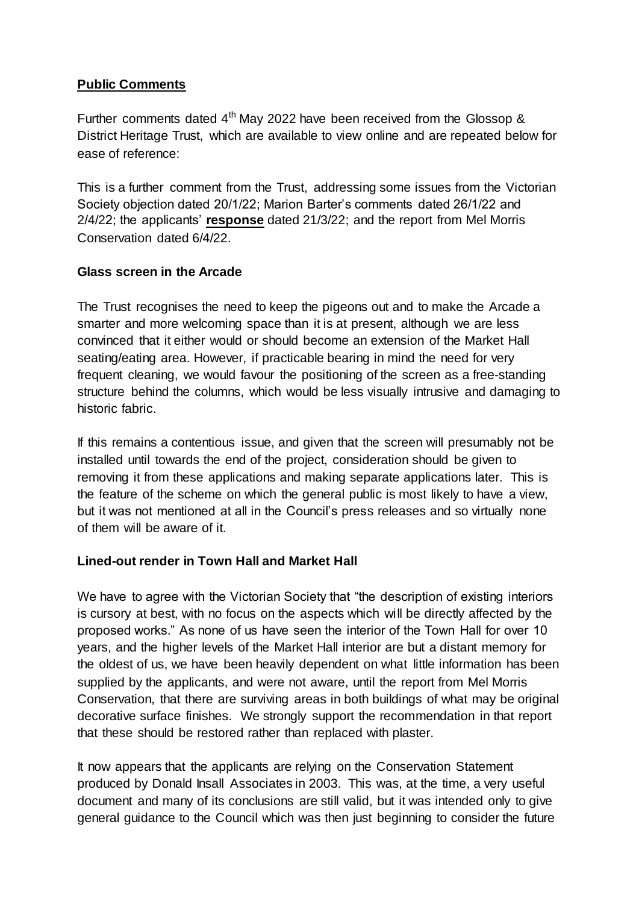**Public Comments**

Further comments dated 4th May 2022 have been received from the Glossop & District Heritage Trust, which are available to view online and are repeated below for ease of reference:

This is a further comment from the Trust, addressing some issues from the Victorian Society objection dated 20/1/22; Marion Barter's comments dated 26/1/22 and 2/4/22; the applicants' **response** dated 21/3/22; and the report from Mel Morris Conservation dated 6/4/22.

**Glass screen in the Arcade**

The Trust recognises the need to keep the pigeons out and to make the Arcade a smarter and more welcoming space than it is at present, although we are less convinced that it either would or should become an extension of the Market Hall seating/eating area. However, if practicable bearing in mind the need for very frequent cleaning, we would favour the positioning of the screen as a free-standing structure behind the columns, which would be less visually intrusive and damaging to historic fabric.

If this remains a contentious issue, and given that the screen will presumably not be installed until towards the end of the project, consideration should be given to removing it from these applications and making separate applications later. This is the feature of the scheme on which the general public is most likely to have a view, but it was not mentioned at all in the Council's press releases and so virtually none of them will be aware of it.

**Lined-out render in Town Hall and Market Hall**

We have to agree with the Victorian Society that "the description of existing interiors is cursory at best, with no focus on the aspects which will be directly affected by the proposed works." As none of us have seen the interior of the Town Hall for over 10 years, and the higher levels of the Market Hall interior are but a distant memory for the oldest of us, we have been heavily dependent on what little information has been supplied by the applicants, and were not aware, until the report from Mel Morris Conservation, that there are surviving areas in both buildings of what may be original decorative surface finishes. We strongly support the recommendation in that report that these should be restored rather than replaced with plaster.

It now appears that the applicants are relying on the Conservation Statement produced by Donald Insall Associates in 2003. This was, at the time, a very useful document and many of its conclusions are still valid, but it was intended only to give general guidance to the Council which was then just beginning to consider the future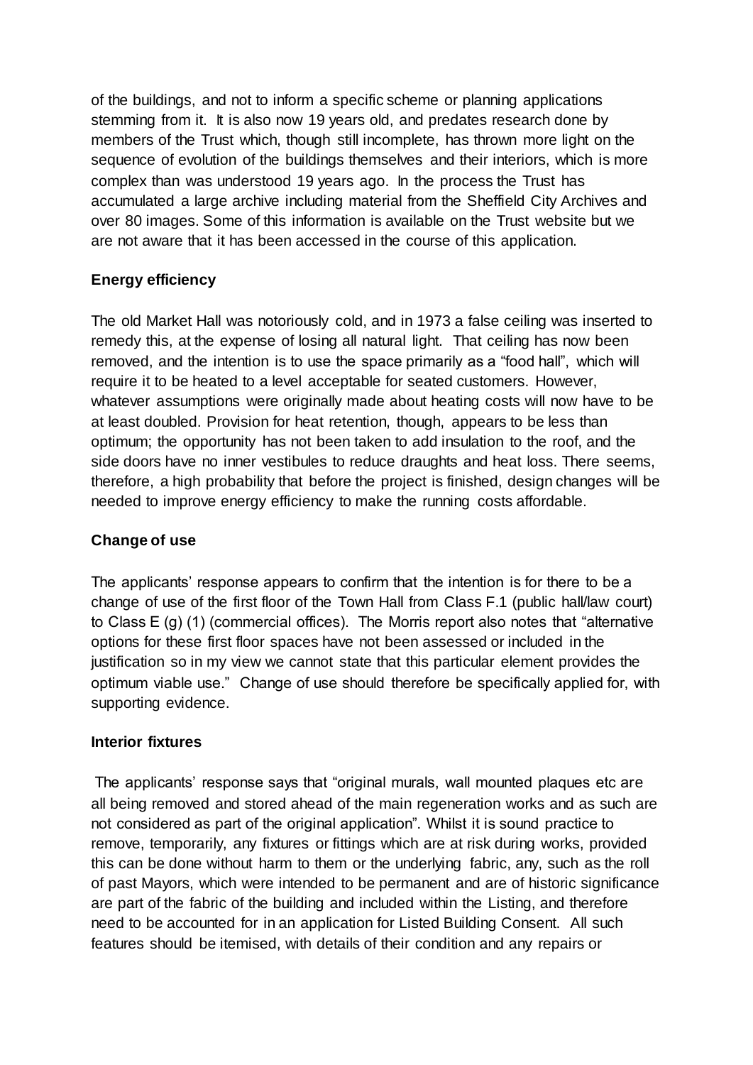of the buildings, and not to inform a specific scheme or planning applications stemming from it. It is also now 19 years old, and predates research done by members of the Trust which, though still incomplete, has thrown more light on the sequence of evolution of the buildings themselves and their interiors, which is more complex than was understood 19 years ago. In the process the Trust has accumulated a large archive including material from the Sheffield City Archives and over 80 images. Some of this information is available on the Trust website but we are not aware that it has been accessed in the course of this application.

**Energy efficiency**

The old Market Hall was notoriously cold, and in 1973 a false ceiling was inserted to remedy this, at the expense of losing all natural light. That ceiling has now been removed, and the intention is to use the space primarily as a "food hall", which will require it to be heated to a level acceptable for seated customers. However, whatever assumptions were originally made about heating costs will now have to be at least doubled. Provision for heat retention, though, appears to be less than optimum; the opportunity has not been taken to add insulation to the roof, and the side doors have no inner vestibules to reduce draughts and heat loss. There seems, therefore, a high probability that before the project is finished, design changes will be needed to improve energy efficiency to make the running costs affordable.

**Change of use**

The applicants' response appears to confirm that the intention is for there to be a change of use of the first floor of the Town Hall from Class F.1 (public hall/law court) to Class E (g) (1) (commercial offices). The Morris report also notes that "alternative options for these first floor spaces have not been assessed or included in the justification so in my view we cannot state that this particular element provides the optimum viable use." Change of use should therefore be specifically applied for, with supporting evidence.

**Interior fixtures**

The applicants' response says that "original murals, wall mounted plaques etc are all being removed and stored ahead of the main regeneration works and as such are not considered as part of the original application". Whilst it is sound practice to remove, temporarily, any fixtures or fittings which are at risk during works, provided this can be done without harm to them or the underlying fabric, any, such as the roll of past Mayors, which were intended to be permanent and are of historic significance are part of the fabric of the building and included within the Listing, and therefore need to be accounted for in an application for Listed Building Consent. All such features should be itemised, with details of their condition and any repairs or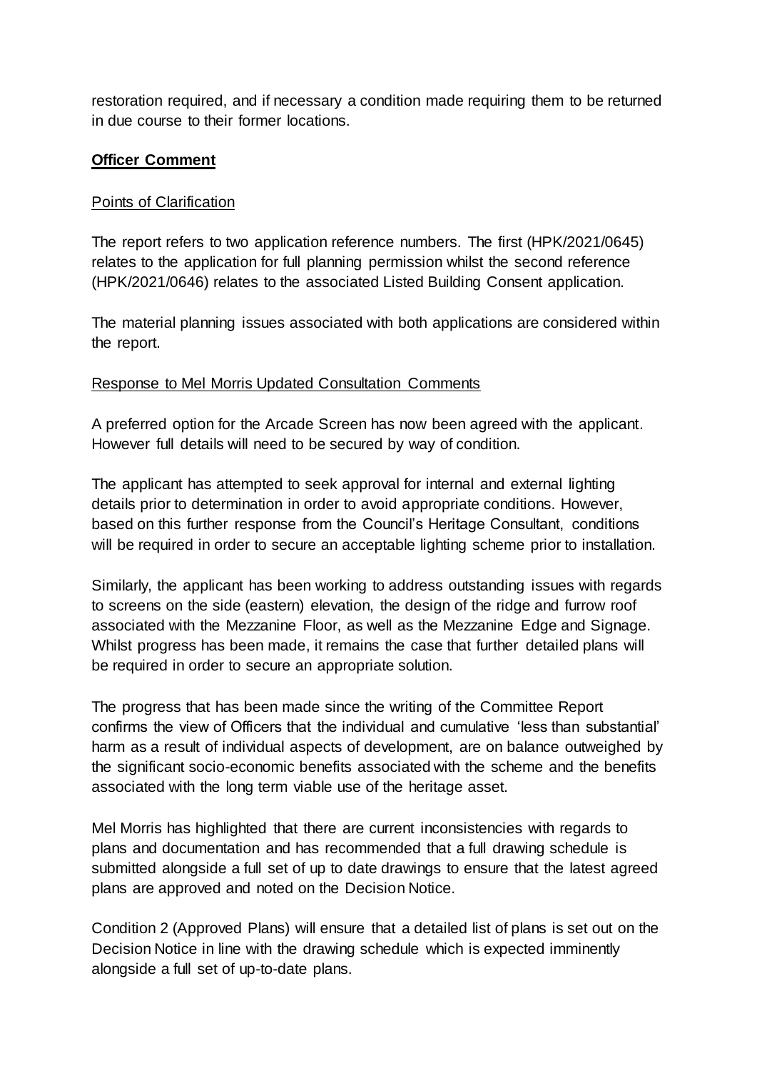restoration required, and if necessary a condition made requiring them to be returned in due course to their former locations.

**Officer Comment**

Points of Clarification

The report refers to two application reference numbers. The first (HPK/2021/0645) relates to the application for full planning permission whilst the second reference (HPK/2021/0646) relates to the associated Listed Building Consent application.

The material planning issues associated with both applications are considered within the report.

Response to Mel Morris Updated Consultation Comments

A preferred option for the Arcade Screen has now been agreed with the applicant. However full details will need to be secured by way of condition.

The applicant has attempted to seek approval for internal and external lighting details prior to determination in order to avoid appropriate conditions. However, based on this further response from the Council's Heritage Consultant, conditions will be required in order to secure an acceptable lighting scheme prior to installation.

Similarly, the applicant has been working to address outstanding issues with regards to screens on the side (eastern) elevation, the design of the ridge and furrow roof associated with the Mezzanine Floor, as well as the Mezzanine Edge and Signage. Whilst progress has been made, it remains the case that further detailed plans will be required in order to secure an appropriate solution.

The progress that has been made since the writing of the Committee Report confirms the view of Officers that the individual and cumulative 'less than substantial' harm as a result of individual aspects of development, are on balance outweighed by the significant socio-economic benefits associated with the scheme and the benefits associated with the long term viable use of the heritage asset.

Mel Morris has highlighted that there are current inconsistencies with regards to plans and documentation and has recommended that a full drawing schedule is submitted alongside a full set of up to date drawings to ensure that the latest agreed plans are approved and noted on the Decision Notice.

Condition 2 (Approved Plans) will ensure that a detailed list of plans is set out on the Decision Notice in line with the drawing schedule which is expected imminently alongside a full set of up-to-date plans.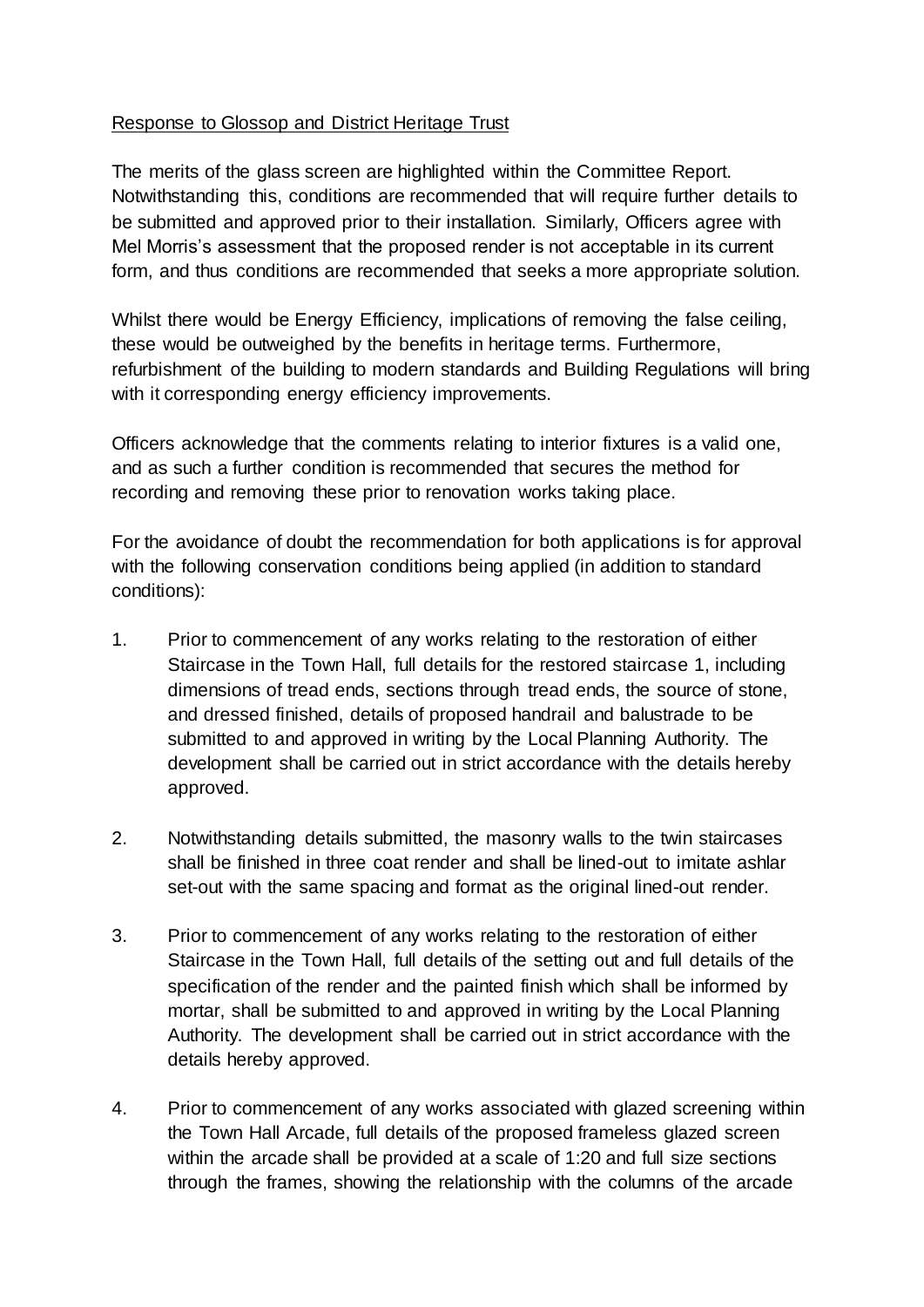Response to Glossop and District Heritage Trust

The merits of the glass screen are highlighted within the Committee Report. Notwithstanding this, conditions are recommended that will require further details to be submitted and approved prior to their installation. Similarly, Officers agree with Mel Morris's assessment that the proposed render is not acceptable in its current form, and thus conditions are recommended that seeks a more appropriate solution.

Whilst there would be Energy Efficiency, implications of removing the false ceiling, these would be outweighed by the benefits in heritage terms. Furthermore, refurbishment of the building to modern standards and Building Regulations will bring with it corresponding energy efficiency improvements.

Officers acknowledge that the comments relating to interior fixtures is a valid one, and as such a further condition is recommended that secures the method for recording and removing these prior to renovation works taking place.

For the avoidance of doubt the recommendation for both applications is for approval with the following conservation conditions being applied (in addition to standard conditions):

1. Prior to commencement of any works relating to the restoration of either Staircase in the Town Hall, full details for the restored staircase 1, including dimensions of tread ends, sections through tread ends, the source of stone, and dressed finished, details of proposed handrail and balustrade to be submitted to and approved in writing by the Local Planning Authority. The development shall be carried out in strict accordance with the details hereby approved.

2. Notwithstanding details submitted, the masonry walls to the twin staircases shall be finished in three coat render and shall be lined-out to imitate ashlar set-out with the same spacing and format as the original lined-out render.

3. Prior to commencement of any works relating to the restoration of either Staircase in the Town Hall, full details of the setting out and full details of the specification of the render and the painted finish which shall be informed by mortar, shall be submitted to and approved in writing by the Local Planning Authority. The development shall be carried out in strict accordance with the details hereby approved.

4. Prior to commencement of any works associated with glazed screening within the Town Hall Arcade, full details of the proposed frameless glazed screen within the arcade shall be provided at a scale of 1:20 and full size sections through the frames, showing the relationship with the columns of the arcade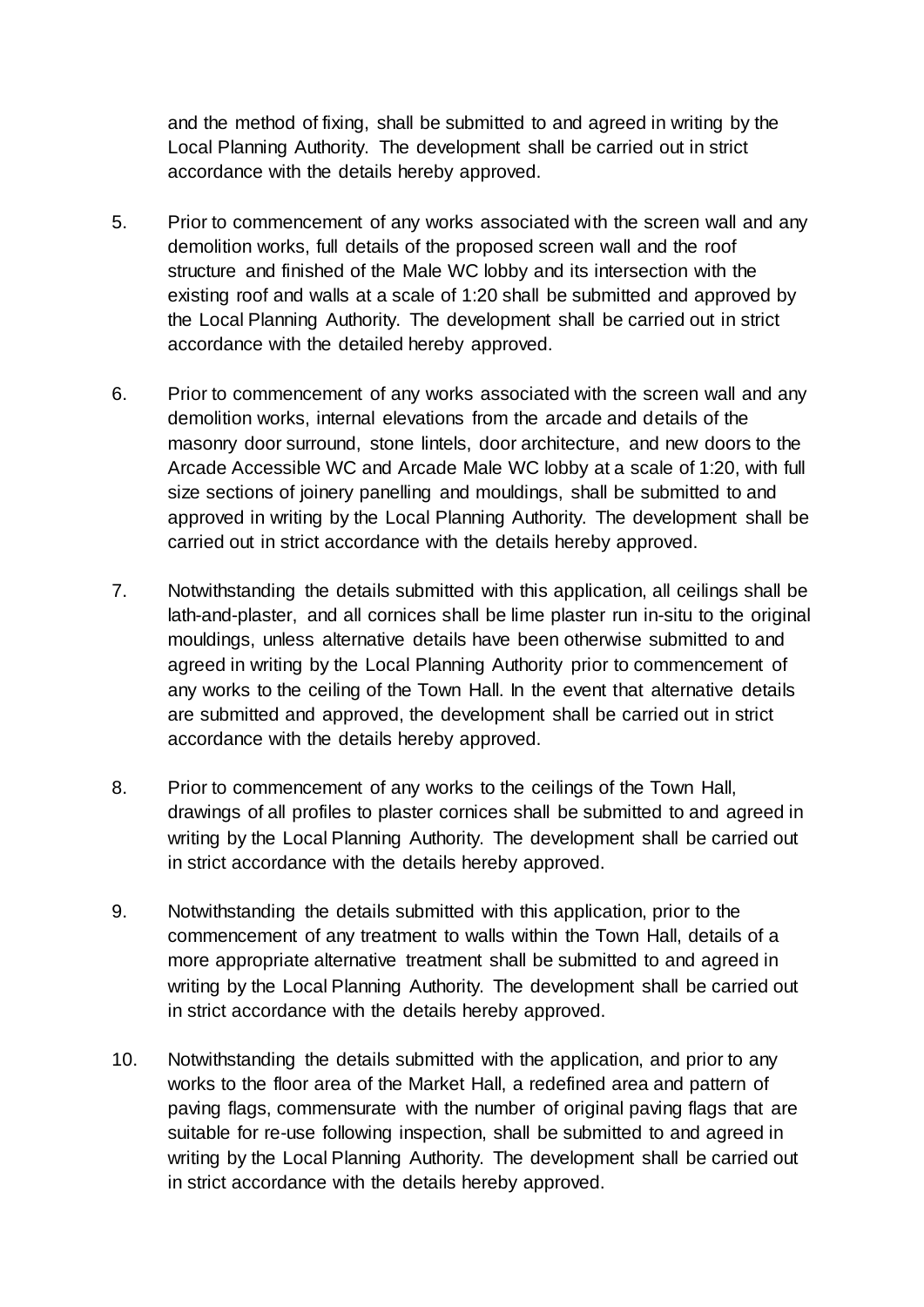and the method of fixing, shall be submitted to and agreed in writing by the Local Planning Authority. The development shall be carried out in strict accordance with the details hereby approved.

5. Prior to commencement of any works associated with the screen wall and any demolition works, full details of the proposed screen wall and the roof structure and finished of the Male WC lobby and its intersection with the existing roof and walls at a scale of 1:20 shall be submitted and approved by the Local Planning Authority. The development shall be carried out in strict accordance with the detailed hereby approved.

6. Prior to commencement of any works associated with the screen wall and any demolition works, internal elevations from the arcade and details of the masonry door surround, stone lintels, door architecture, and new doors to the Arcade Accessible WC and Arcade Male WC lobby at a scale of 1:20, with full size sections of joinery panelling and mouldings, shall be submitted to and approved in writing by the Local Planning Authority. The development shall be carried out in strict accordance with the details hereby approved.

7. Notwithstanding the details submitted with this application, all ceilings shall be lath-and-plaster, and all cornices shall be lime plaster run in-situ to the original mouldings, unless alternative details have been otherwise submitted to and agreed in writing by the Local Planning Authority prior to commencement of any works to the ceiling of the Town Hall. In the event that alternative details are submitted and approved, the development shall be carried out in strict accordance with the details hereby approved.

8. Prior to commencement of any works to the ceilings of the Town Hall, drawings of all profiles to plaster cornices shall be submitted to and agreed in writing by the Local Planning Authority. The development shall be carried out in strict accordance with the details hereby approved.

9. Notwithstanding the details submitted with this application, prior to the commencement of any treatment to walls within the Town Hall, details of a more appropriate alternative treatment shall be submitted to and agreed in writing by the Local Planning Authority. The development shall be carried out in strict accordance with the details hereby approved.

10. Notwithstanding the details submitted with the application, and prior to any works to the floor area of the Market Hall, a redefined area and pattern of paving flags, commensurate with the number of original paving flags that are suitable for re-use following inspection, shall be submitted to and agreed in writing by the Local Planning Authority. The development shall be carried out in strict accordance with the details hereby approved.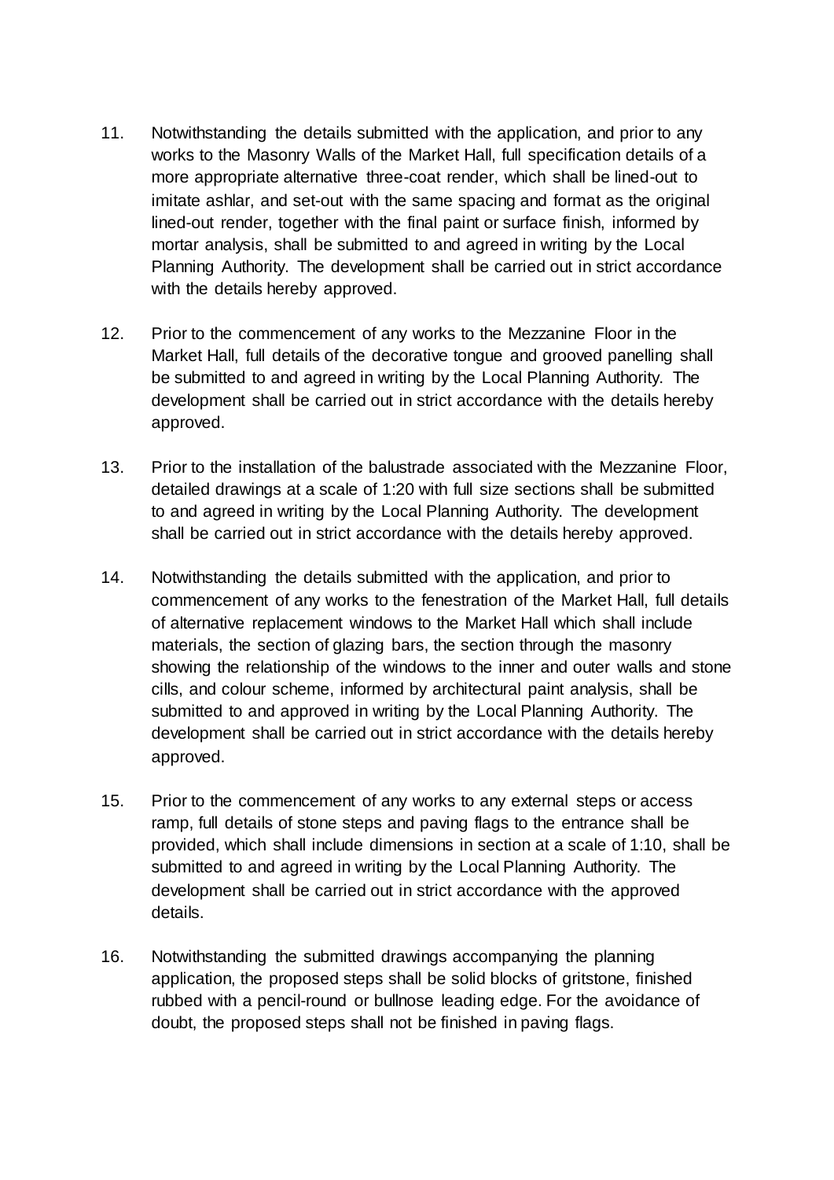11. Notwithstanding the details submitted with the application, and prior to any works to the Masonry Walls of the Market Hall, full specification details of a more appropriate alternative three-coat render, which shall be lined-out to imitate ashlar, and set-out with the same spacing and format as the original lined-out render, together with the final paint or surface finish, informed by mortar analysis, shall be submitted to and agreed in writing by the Local Planning Authority. The development shall be carried out in strict accordance with the details hereby approved.

12. Prior to the commencement of any works to the Mezzanine Floor in the Market Hall, full details of the decorative tongue and grooved panelling shall be submitted to and agreed in writing by the Local Planning Authority. The development shall be carried out in strict accordance with the details hereby approved.

13. Prior to the installation of the balustrade associated with the Mezzanine Floor, detailed drawings at a scale of 1:20 with full size sections shall be submitted to and agreed in writing by the Local Planning Authority. The development shall be carried out in strict accordance with the details hereby approved.

14. Notwithstanding the details submitted with the application, and prior to commencement of any works to the fenestration of the Market Hall, full details of alternative replacement windows to the Market Hall which shall include materials, the section of glazing bars, the section through the masonry showing the relationship of the windows to the inner and outer walls and stone cills, and colour scheme, informed by architectural paint analysis, shall be submitted to and approved in writing by the Local Planning Authority. The development shall be carried out in strict accordance with the details hereby approved.

15. Prior to the commencement of any works to any external steps or access ramp, full details of stone steps and paving flags to the entrance shall be provided, which shall include dimensions in section at a scale of 1:10, shall be submitted to and agreed in writing by the Local Planning Authority. The development shall be carried out in strict accordance with the approved details.

16. Notwithstanding the submitted drawings accompanying the planning application, the proposed steps shall be solid blocks of gritstone, finished rubbed with a pencil-round or bullnose leading edge. For the avoidance of doubt, the proposed steps shall not be finished in paving flags.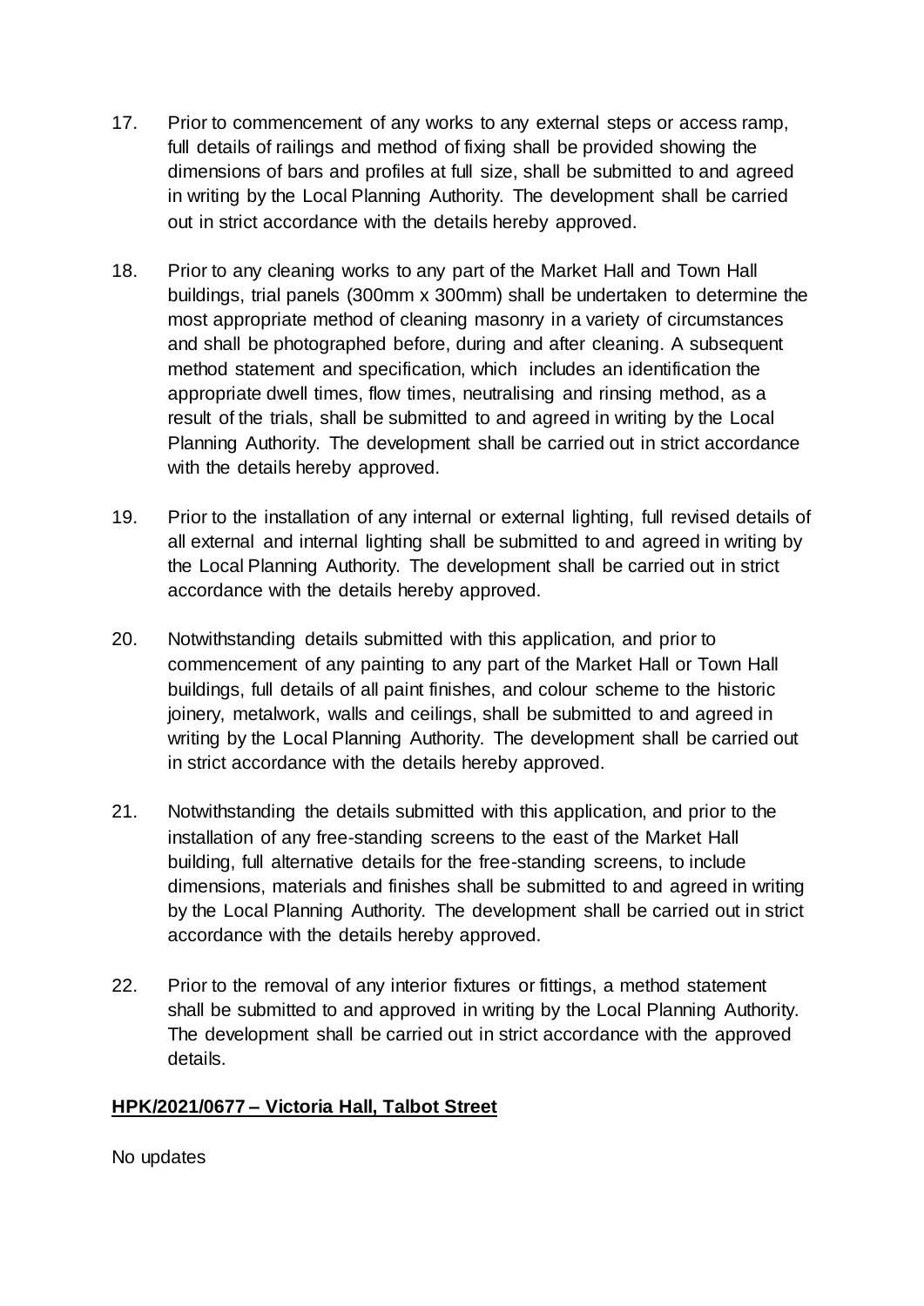17. Prior to commencement of any works to any external steps or access ramp, full details of railings and method of fixing shall be provided showing the dimensions of bars and profiles at full size, shall be submitted to and agreed in writing by the Local Planning Authority. The development shall be carried out in strict accordance with the details hereby approved.

18. Prior to any cleaning works to any part of the Market Hall and Town Hall buildings, trial panels (300mm x 300mm) shall be undertaken to determine the most appropriate method of cleaning masonry in a variety of circumstances and shall be photographed before, during and after cleaning. A subsequent method statement and specification, which includes an identification the appropriate dwell times, flow times, neutralising and rinsing method, as a result of the trials, shall be submitted to and agreed in writing by the Local Planning Authority. The development shall be carried out in strict accordance with the details hereby approved.

19. Prior to the installation of any internal or external lighting, full revised details of all external and internal lighting shall be submitted to and agreed in writing by the Local Planning Authority. The development shall be carried out in strict accordance with the details hereby approved.

20. Notwithstanding details submitted with this application, and prior to commencement of any painting to any part of the Market Hall or Town Hall buildings, full details of all paint finishes, and colour scheme to the historic joinery, metalwork, walls and ceilings, shall be submitted to and agreed in writing by the Local Planning Authority. The development shall be carried out in strict accordance with the details hereby approved.

21. Notwithstanding the details submitted with this application, and prior to the installation of any free-standing screens to the east of the Market Hall building, full alternative details for the free-standing screens, to include dimensions, materials and finishes shall be submitted to and agreed in writing by the Local Planning Authority. The development shall be carried out in strict accordance with the details hereby approved.

22. Prior to the removal of any interior fixtures or fittings, a method statement shall be submitted to and approved in writing by the Local Planning Authority. The development shall be carried out in strict accordance with the approved details.

**HPK/2021/0677 – Victoria Hall, Talbot Street**

No updates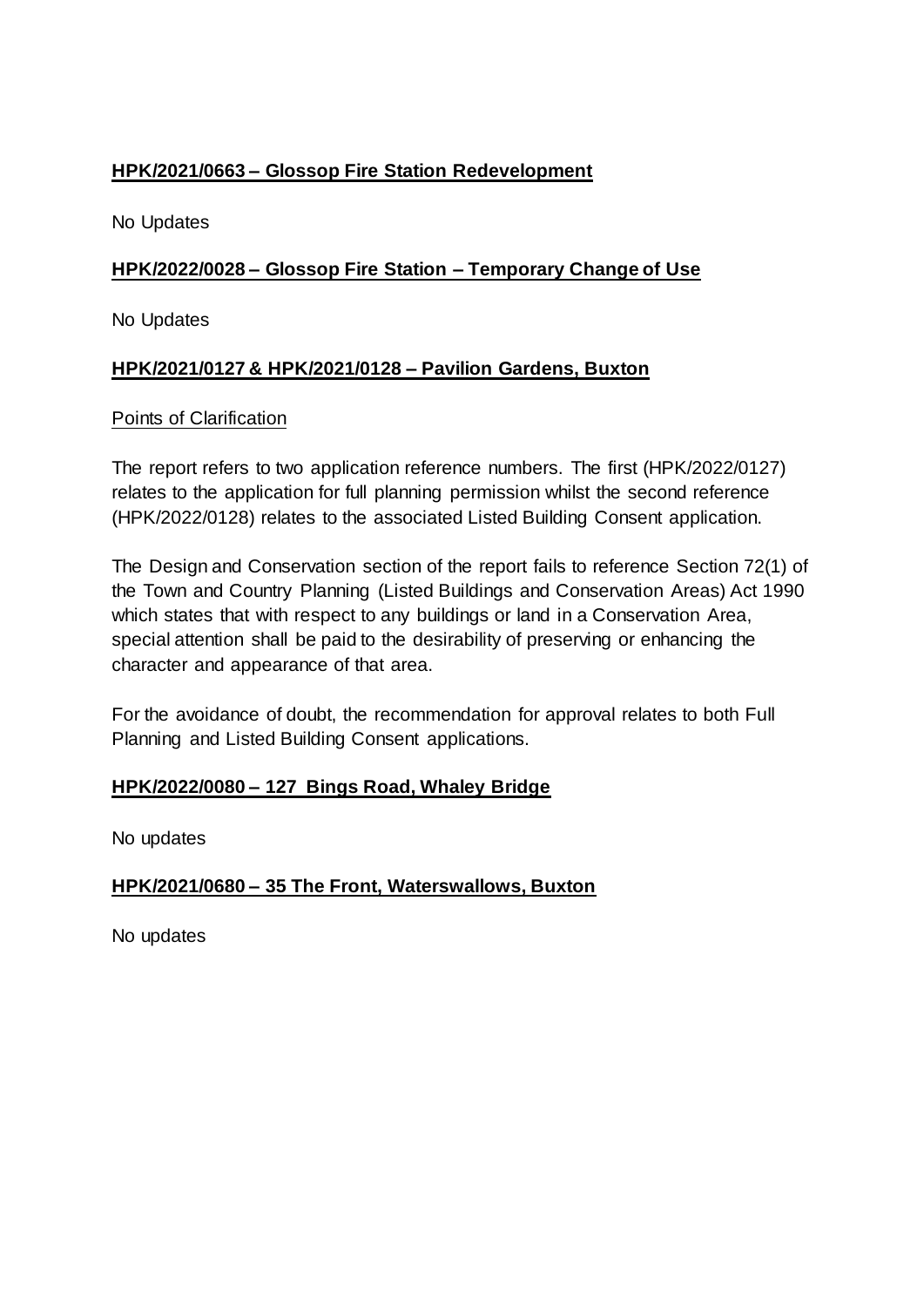**HPK/2021/0663 – Glossop Fire Station Redevelopment**

No Updates

**HPK/2022/0028 – Glossop Fire Station – Temporary Change of Use**

No Updates

**HPK/2021/0127 & HPK/2021/0128 – Pavilion Gardens, Buxton**

Points of Clarification

The report refers to two application reference numbers. The first (HPK/2022/0127) relates to the application for full planning permission whilst the second reference (HPK/2022/0128) relates to the associated Listed Building Consent application.

The Design and Conservation section of the report fails to reference Section 72(1) of the Town and Country Planning (Listed Buildings and Conservation Areas) Act 1990 which states that with respect to any buildings or land in a Conservation Area, special attention shall be paid to the desirability of preserving or enhancing the character and appearance of that area.

For the avoidance of doubt, the recommendation for approval relates to both Full Planning and Listed Building Consent applications.

**HPK/2022/0080 – 127 Bings Road, Whaley Bridge**

No updates

**HPK/2021/0680 – 35 The Front, Waterswallows, Buxton**

No updates